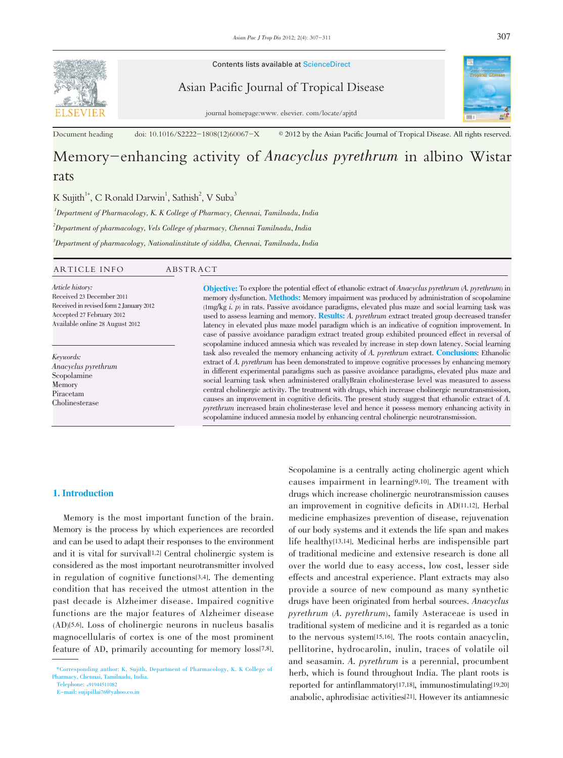Contents lists available at ScienceDirect

Asian Pacific Journal of Tropical Disease

journal homepage:www. elsevier. com/locate/apjtd

Document heading doi: 10.1016/S2222-1808(12)60067-X © 2012 by the Asian Pacific Journal of Tropical Disease. All rights reserved.

# Memory-enhancing activity of *Anacyclus pyrethrum* in albino Wistar rats

K Sujith[1*], C Ronald Darwin[1], Sathish[2], V Suba[3]

[1]*Department of Pharmacology, K. K College of Pharmacy, Chennai, Tamilnadu, India*

[2]*Department of pharmacology, Vels College of pharmacy, Chennai Tamilnadu, India*

[3]*Department of pharmacology, Nationalinstitute of siddha, Chennai, Tamilnadu, India*

## ARTICLE INFO

*Article history:*
Received 23 December 2011
Received in revised form 2 January 2012
Accepted 27 February 2012
Available online 28 August 2012

*Keywords:*
*Anacyclus pyrethrum*
Scopolamine
Memory
Piracetam
Cholinesterase

## ABSTRACT

**Objective:** To explore the potential effect of ethanolic extract of *Anacyclus pyrethrum* (*A. pyrethrum*) in memory dysfunction. **Methods:** Memory impairment was produced by administration of scopolamine (1mg/kg *i. p*) in rats. Passive avoidance paradigms, elevated plus maze and social learning task was used to assess learning and memory. **Results:** *A. pyrethrum* extract treated group decreased transfer latency in elevated plus maze model paradigm which is an indicative of cognition improvement. In case of passive avoidance paradigm extract treated group exhibited prounced effect in reversal of scopolamine induced amnesia which was revealed by increase in step down latency. Social learning task also revealed the memory enhancing activity of *A. pyrethrum* extract. **Conclusions**: Ethanolic extract of *A. pyrethrum* has been demonstrated to improve cognitive processes by enhancing memory in different experimental paradigms such as passive avoidance paradigms, elevated plus maze and social learning task when administered orallyBrain cholinesterase level was measured to assess central cholinergic activity. The treatment with drugs, which increase cholinergic neurotransmission, causes an improvement in cognitive deficits. The present study suggest that ethanolic extract of *A. pyrethrum* increased brain cholinesterase level and hence it possess memory enhancing activity in scopolamine induced amnesia model by enhancing central cholinergic neurotransmission.

## 1. Introduction

Memory is the most important function of the brain. Memory is the process by which experiences are recorded and can be used to adapt their responses to the environment and it is vital for survival[1,2] Central cholinergic system is considered as the most important neurotransmitter involved in regulation of cognitive functions[3,4]. The dementing condition that has received the utmost attention in the past decade is Alzheimer disease. Impaired cognitive functions are the major features of Alzheimer disease (AD)[5,6]. Loss of cholinergic neurons in nucleus basalis magnocellularis of cortex is one of the most prominent feature of AD, primarily accounting for memory loss[7,8]. Scopolamine is a centrally acting cholinergic agent which causes impairment in learning[9,10]. The treament with drugs which increase cholinergic neurotransmission causes an improvement in cognitive deficits in AD[11,12]. Herbal medicine emphasizes prevention of disease, rejuvenation of our body systems and it extends the life span and makes life healthy[13,14]. Medicinal herbs are indispensible part of traditional medicine and extensive research is done all over the world due to easy access, low cost, lesser side effects and ancestral experience. Plant extracts may also provide a source of new compound as many synthetic drugs have been originated from herbal sources. *Anacyclus pyrethrum* (*A. pyrethrum*), family Asteraceae is used in traditional system of medicine and it is regarded as a tonic to the nervous system[15,16]. The roots contain anacyclin, pellitorine, hydrocarolin, inulin, traces of volatile oil and seasamin. *A. pyrethrum* is a perennial, procumbent herb, which is found throughout India. The plant roots is reported for antinflammatory[17,18], immunostimulating[19,20] anabolic, aphrodisiac activities[21]. However its antiamnesic

*Corresponding author: K. Sujith, Department of Pharmacology, K. K College of Pharmacy, Chennai, Tamilnadu, India.
Telephone: +91944511082
E-mail: sujipillai76@yahoo.co.in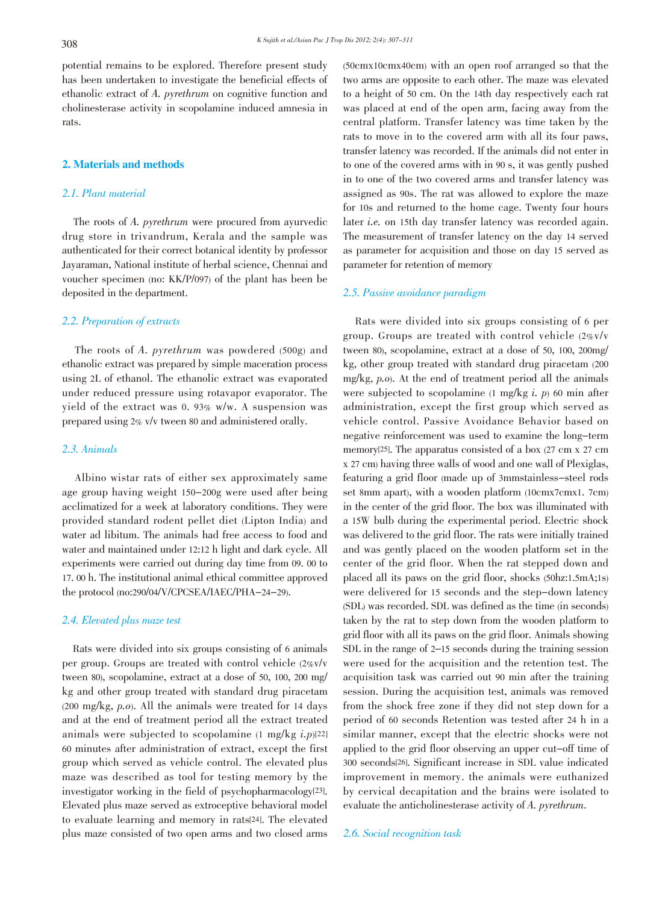potential remains to be explored. Therefore present study has been undertaken to investigate the beneficial effects of ethanolic extract of *A. pyrethrum* on cognitive function and cholinesterase activity in scopolamine induced amnesia in rats.

## 2. Materials and methods

### 2.1. Plant material

The roots of *A. pyrethrum* were procured from ayurvedic drug store in trivandrum, Kerala and the sample was authenticated for their correct botanical identity by professor Jayaraman, National institute of herbal science, Chennai and voucher specimen (no: KK/P/097) of the plant has been deposited in the department.

### 2.2. Preparation of extracts

The roots of *A. pyrethrum* was powdered (500g) and ethanolic extract was prepared by simple maceration process using 2L of ethanol. The ethanolic extract was evaporated under reduced pressure using rotavapor evaporator. The yield of the extract was 0. 93% w/w. A suspension was prepared using 2% v/v tween 80 and administered orally.

### 2.3. Animals

Albino wistar rats of either sex approximately same age group having weight 150–200g were used after being acclimatized for a week at laboratory conditions. They were provided standard rodent pellet diet (Lipton India) and water ad libitum. The animals had free access to food and water and maintained under 12:12 h light and dark cycle. All experiments were carried out during day time from 09. 00 to 17. 00 h. The institutional animal ethical committee approved the protocol (no:290/04/V/CPCSEA/IAEC/PHA–24–29).

### 2.4. Elevated plus maze test

Rats were divided into six groups consisting of 6 animals per group. Groups are treated with control vehicle (2%v/v tween 80), scopolamine, extract at a dose of 50, 100, 200 mg/kg and other group treated with standard drug piracetam (200 mg/kg, *p.o*). All the animals were treated for 14 days and at the end of treatment period all the extract treated animals were subjected to scopolamine (1 mg/kg *i.p*)[22] 60 minutes after administration of extract, except the first group which served as vehicle control. The elevated plus maze was described as tool for testing memory by the investigator working in the field of psychopharmacology[23]. Elevated plus maze served as extroceptive behavioral model to evaluate learning and memory in rats[24]. The elevated plus maze consisted of two open arms and two closed arms (50cmx10cmx40cm) with an open roof arranged so that the two arms are opposite to each other. The maze was elevated to a height of 50 cm. On the 14th day respectively each rat was placed at end of the open arm, facing away from the central platform. Transfer latency was time taken by the rats to move in to the covered arm with all its four paws, transfer latency was recorded. If the animals did not enter in to one of the covered arms with in 90 s, it was gently pushed in to one of the two covered arms and transfer latency was assigned as 90s. The rat was allowed to explore the maze for 10s and returned to the home cage. Twenty four hours later *i.e.* on 15th day transfer latency was recorded again. The measurement of transfer latency on the day 14 served as parameter for acquisition and those on day 15 served as parameter for retention of memory

### 2.5. Passive avoidance paradigm

Rats were divided into six groups consisting of 6 per group. Groups are treated with control vehicle (2%v/v tween 80), scopolamine, extract at a dose of 50, 100, 200mg/kg, other group treated with standard drug piracetam (200 mg/kg, *p.o*). At the end of treatment period all the animals were subjected to scopolamine (1 mg/kg *i. p*) 60 min after administration, except the first group which served as vehicle control. Passive Avoidance Behavior based on negative reinforcement was used to examine the long–term memory[25]. The apparatus consisted of a box (27 cm x 27 cm x 27 cm) having three walls of wood and one wall of Plexiglas, featuring a grid floor (made up of 3mmstainless–steel rods set 8mm apart), with a wooden platform (10cmx7cmx1. 7cm) in the center of the grid floor. The box was illuminated with a 15W bulb during the experimental period. Electric shock was delivered to the grid floor. The rats were initially trained and was gently placed on the wooden platform set in the center of the grid floor. When the rat stepped down and placed all its paws on the grid floor, shocks (50hz:1.5mA;1s) were delivered for 15 seconds and the step–down latency (SDL) was recorded. SDL was defined as the time (in seconds) taken by the rat to step down from the wooden platform to grid floor with all its paws on the grid floor. Animals showing SDL in the range of 2–15 seconds during the training session were used for the acquisition and the retention test. The acquisition task was carried out 90 min after the training session. During the acquisition test, animals was removed from the shock free zone if they did not step down for a period of 60 seconds Retention was tested after 24 h in a similar manner, except that the electric shocks were not applied to the grid floor observing an upper cut–off time of 300 seconds[26]. Significant increase in SDL value indicated improvement in memory. the animals were euthanized by cervical decapitation and the brains were isolated to evaluate the anticholinesterase activity of *A. pyrethrum*.

### 2.6. Social recognition task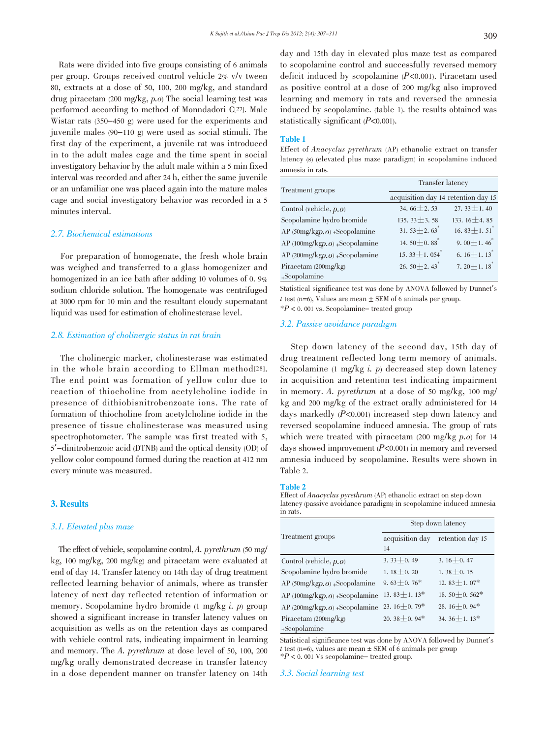Rats were divided into five groups consisting of 6 animals per group. Groups received control vehicle 2% v/v tween 80, extracts at a dose of 50, 100, 200 mg/kg, and standard drug piracetam (200 mg/kg, *p.o*) The social learning test was performed according to method of Monndadori C[27]. Male Wistar rats (350–450 g) were used for the experiments and juvenile males (90–110 g) were used as social stimuli. The first day of the experiment, a juvenile rat was introduced in to the adult males cage and the time spent in social investigatory behavior by the adult male within a 5 min fixed interval was recorded and after 24 h, either the same juvenile or an unfamiliar one was placed again into the mature males cage and social investigatory behavior was recorded in a 5 minutes interval.

### 2.7. Biochemical estimations

For preparation of homogenate, the fresh whole brain was weighed and transferred to a glass homogenizer and homogenized in an ice bath after adding 10 volumes of 0. 9% sodium chloride solution. The homogenate was centrifuged at 3000 rpm for 10 min and the resultant cloudy supernatant liquid was used for estimation of cholinesterase level.

### 2.8. Estimation of cholinergic status in rat brain

The cholinergic marker, cholinesterase was estimated in the whole brain according to Ellman method[28]. The end point was formation of yellow color due to reaction of thiocholine from acetylcholine iodide in presence of dithiobisnitrobenzoate ions. The rate of formation of thiocholine from acetylcholine iodide in the presence of tissue cholinesterase was measured using spectrophotometer. The sample was first treated with 5, 5′–dinitrobenzoic acid (DTNB) and the optical density (OD) of yellow color compound formed during the reaction at 412 nm every minute was measured.

## 3. Results

### 3.1. Elevated plus maze

The effect of vehicle, scopolamine control, *A. pyrethrum* (50 mg/kg, 100 mg/kg, 200 mg/kg) and piracetam were evaluated at end of day 14. Transfer latency on 14th day of drug treatment reflected learning behavior of animals, where as transfer latency of next day reflected retention of information or memory. Scopolamine hydro bromide (1 mg/kg *i. p*) group showed a significant increase in transfer latency values on acquisition as wells as on the retention days as compared with vehicle control rats, indicating impairment in learning and memory. The *A. pyrethrum* at dose level of 50, 100, 200 mg/kg orally demonstrated decrease in transfer latency in a dose dependent manner on transfer latency on 14th day and 15th day in elevated plus maze test as compared to scopolamine control and successfully reversed memory deficit induced by scopolamine ($P$<0.001). Piracetam used as positive control at a dose of 200 mg/kg also improved learning and memory in rats and reversed the amnesia induced by scopolamine. (table 1). the results obtained was statistically significant ($P$<0.001).

**Table 1**
Effect of *Anacyclus pyrethrum* (AP) ethanolic extract on transfer latency (s) (elevated plus maze paradigm) in scopolamine induced amnesia in rats.

| Treatment groups | Transfer latency | |
|---|---|---|
| | acquisition day 14 | retention day 15 |
| Control (vehicle, *p.o*) | 34. 66±2. 53 | 27. 33±1. 40 |
| Scopolamine hydro bromide | 135. 33±3. 58 | 133. 16±4. 85 |
| AP (50mg/kg*p.o*) +Scopolamine | 31. 53±2. 63* | 16. 83±1. 51* |
| AP (100mg/kg*p.o*) +Scopolamine | 14. 50±0. 88* | 9. 00±1. 46* |
| AP (200mg/kg*p.o*) +Scopolamine | 15. 33±1. 054* | 6. 16±1. 13* |
| Piracetam (200mg/kg) +Scopolamine | 26. 50±2. 43* | 7. 20±1. 18* |

Statistical significance test was done by ANOVA followed by Dunnet's $t$ test (n=6), Values are mean ± SEM of 6 animals per group.
*$P$ < 0. 001 vs. Scopolamine– treated group

### 3.2. Passive avoidance paradigm

Step down latency of the second day, 15th day of drug treatment reflected long term memory of animals. Scopolamine (1 mg/kg *i. p*) decreased step down latency in acquisition and retention test indicating impairment in memory. *A. pyrethrum* at a dose of 50 mg/kg, 100 mg/kg and 200 mg/kg of the extract orally administered for 14 days markedly ($P$<0.001) increased step down latency and reversed scopolamine induced amnesia. The group of rats which were treated with piracetam (200 mg/kg *p.o*) for 14 days showed improvement ($P$<0.001) in memory and reversed amnesia induced by scopolamine. Results were shown in Table 2.

**Table 2**
Effect of *Anacyclus pyrethrum* (AP) ethanolic extract on step down latency (passive avoidance paradigm) in scopolamine induced amnesia in rats.

| Treatment groups | Step down latency | |
|---|---|---|
| | acquisition day 14 | retention day 15 |
| Control (vehicle, *p.o*) | 3. 33±0. 49 | 3. 16±0. 47 |
| Scopolamine hydro bromide | 1. 18±0. 20 | 1. 38±0. 15 |
| AP (50mg/kg*p.o*) +Scopolamine | 9. 63±0. 76* | 12. 83±1. 07* |
| AP (100mg/kg*p.o*) +Scopolamine | 13. 83±1. 13* | 18. 50±0. 562* |
| AP (200mg/kg*p.o*) +Scopolamine | 23. 16±0. 79* | 28. 16±0. 94* |
| Piracetam (200mg/kg) +Scopolamine | 20. 38±0. 94* | 34. 36±1. 13* |

Statistical significance test was done by ANOVA followed by Dunnet's $t$ test (n=6), values are mean ± SEM of 6 animals per group
*$P$ < 0. 001 Vs scopolamine– treated group.

### 3.3. Social learning test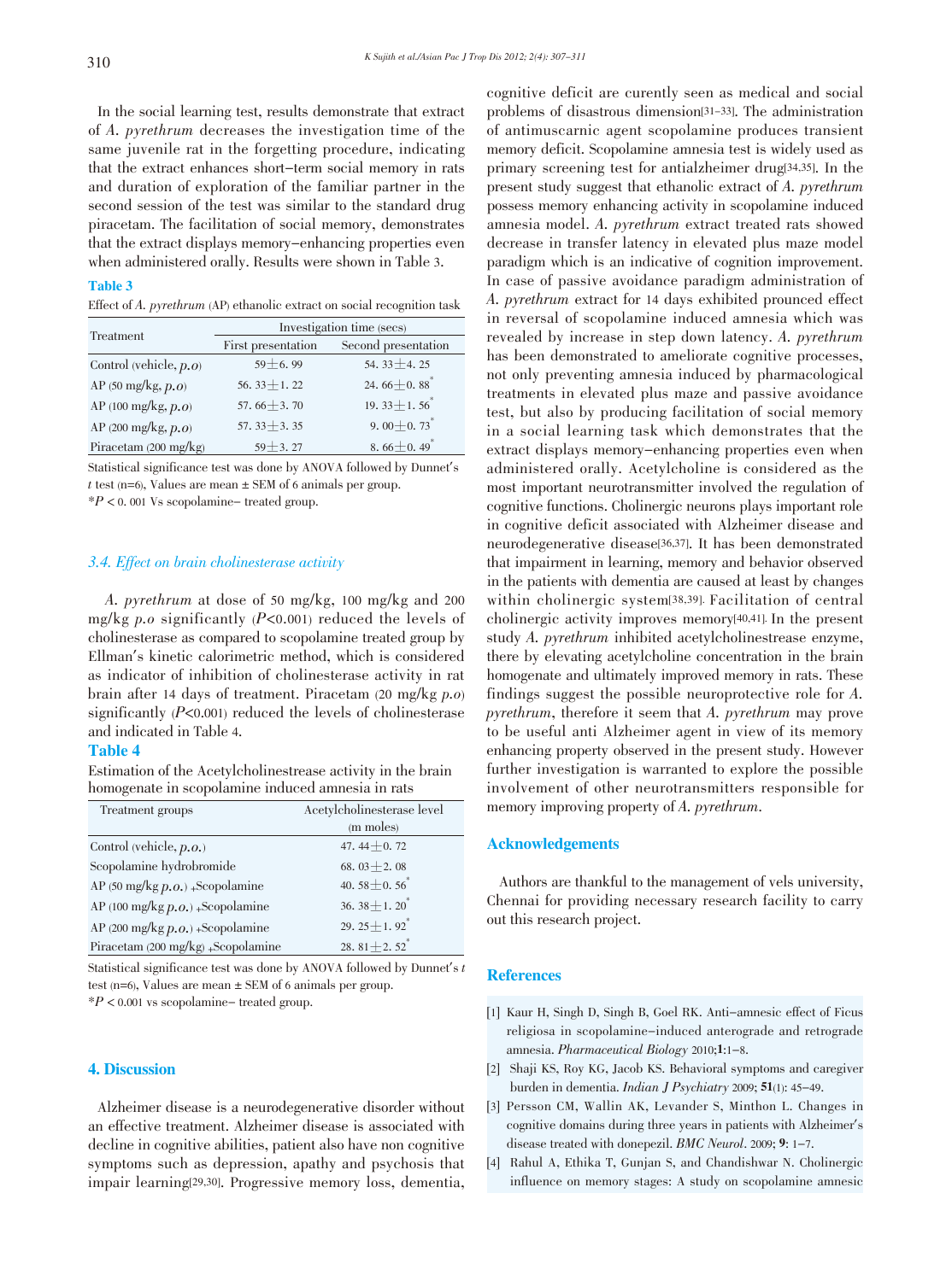In the social learning test, results demonstrate that extract of *A. pyrethrum* decreases the investigation time of the same juvenile rat in the forgetting procedure, indicating that the extract enhances short-term social memory in rats and duration of exploration of the familiar partner in the second session of the test was similar to the standard drug piracetam. The facilitation of social memory, demonstrates that the extract displays memory-enhancing properties even when administered orally. Results were shown in Table 3.

**Table 3**

Effect of *A. pyrethrum* (AP) ethanolic extract on social recognition task

| Treatment | Investigation time (secs) | |
|---|---|---|
| | First presentation | Second presentation |
| Control (vehicle, *p.o*) | 59±6. 99 | 54. 33±4. 25 |
| AP (50 mg/kg, *p.o*) | 56. 33±1. 22 | 24. 66±0. 88* |
| AP (100 mg/kg, *p.o*) | 57. 66±3. 70 | 19. 33±1. 56* |
| AP (200 mg/kg, *p.o*) | 57. 33±3. 35 | 9. 00±0. 73* |
| Piracetam (200 mg/kg) | 59±3. 27 | 8. 66±0. 49* |

Statistical significance test was done by ANOVA followed by Dunnet's *t* test (n=6), Values are mean ± SEM of 6 animals per group.
*$P < 0.001$ Vs scopolamine- treated group.

### 3.4. Effect on brain cholinesterase activity

*A. pyrethrum* at dose of 50 mg/kg, 100 mg/kg and 200 mg/kg *p.o* significantly ($P<0.001$) reduced the levels of cholinesterase as compared to scopolamine treated group by Ellman's kinetic calorimetric method, which is considered as indicator of inhibition of cholinesterase activity in rat brain after 14 days of treatment. Piracetam (20 mg/kg *p.o*) significantly ($P<0.001$) reduced the levels of cholinesterase and indicated in Table 4.

**Table 4**

Estimation of the Acetylcholinestrease activity in the brain homogenate in scopolamine induced amnesia in rats

| Treatment groups | Acetylcholinesterase level (m moles) |
|---|---|
| Control (vehicle, *p.o.*) | 47. 44±0. 72 |
| Scopolamine hydrobromide | 68. 03±2. 08 |
| AP (50 mg/kg *p.o.*) +Scopolamine | 40. 58±0. 56* |
| AP (100 mg/kg *p.o.*) +Scopolamine | 36. 38±1. 20* |
| AP (200 mg/kg *p.o.*) +Scopolamine | 29. 25±1. 92* |
| Piracetam (200 mg/kg) +Scopolamine | 28. 81±2. 52* |

Statistical significance test was done by ANOVA followed by Dunnet's *t* test (n=6), Values are mean ± SEM of 6 animals per group.
*$P < 0.001$ vs scopolamine- treated group.

## 4. Discussion

Alzheimer disease is a neurodegenerative disorder without an effective treatment. Alzheimer disease is associated with decline in cognitive abilities, patient also have non cognitive symptoms such as depression, apathy and psychosis that impair learning[29,30]. Progressive memory loss, dementia, cognitive deficit are curently seen as medical and social problems of disastrous dimension[31-33]. The administration of antimuscarnic agent scopolamine produces transient memory deficit. Scopolamine amnesia test is widely used as primary screening test for antialzheimer drug[34,35]. In the present study suggest that ethanolic extract of *A. pyrethrum* possess memory enhancing activity in scopolamine induced amnesia model. *A. pyrethrum* extract treated rats showed decrease in transfer latency in elevated plus maze model paradigm which is an indicative of cognition improvement. In case of passive avoidance paradigm administration of *A. pyrethrum* extract for 14 days exhibited prounced effect in reversal of scopolamine induced amnesia which was revealed by increase in step down latency. *A. pyrethrum* has been demonstrated to ameliorate cognitive processes, not only preventing amnesia induced by pharmacological treatments in elevated plus maze and passive avoidance test, but also by producing facilitation of social memory in a social learning task which demonstrates that the extract displays memory-enhancing properties even when administered orally. Acetylcholine is considered as the most important neurotransmitter involved the regulation of cognitive functions. Cholinergic neurons plays important role in cognitive deficit associated with Alzheimer disease and neurodegenerative disease[36,37]. It has been demonstrated that impairment in learning, memory and behavior observed in the patients with dementia are caused at least by changes within cholinergic system[38,39]. Facilitation of central cholinergic activity improves memory[40,41]. In the present study *A. pyrethrum* inhibited acetylcholinestrease enzyme, there by elevating acetylcholine concentration in the brain homogenate and ultimately improved memory in rats. These findings suggest the possible neuroprotective role for *A. pyrethrum*, therefore it seem that *A. pyrethrum* may prove to be useful anti Alzheimer agent in view of its memory enhancing property observed in the present study. However further investigation is warranted to explore the possible involvement of other neurotransmitters responsible for memory improving property of *A. pyrethrum*.

## Acknowledgements

Authors are thankful to the management of vels university, Chennai for providing necessary research facility to carry out this research project.

## References

[1] Kaur H, Singh D, Singh B, Goel RK. Anti-amnesic effect of Ficus religiosa in scopolamine-induced anterograde and retrograde amnesia. *Pharmaceutical Biology* 2010;**1**:1-8.

[2] Shaji KS, Roy KG, Jacob KS. Behavioral symptoms and caregiver burden in dementia. *Indian J Psychiatry* 2009; **51**(1): 45-49.

[3] Persson CM, Wallin AK, Levander S, Minthon L. Changes in cognitive domains during three years in patients with Alzheimer's disease treated with donepezil. *BMC Neurol*. 2009; **9**: 1-7.

[4] Rahul A, Ethika T, Gunjan S, and Chandishwar N. Cholinergic influence on memory stages: A study on scopolamine amnesic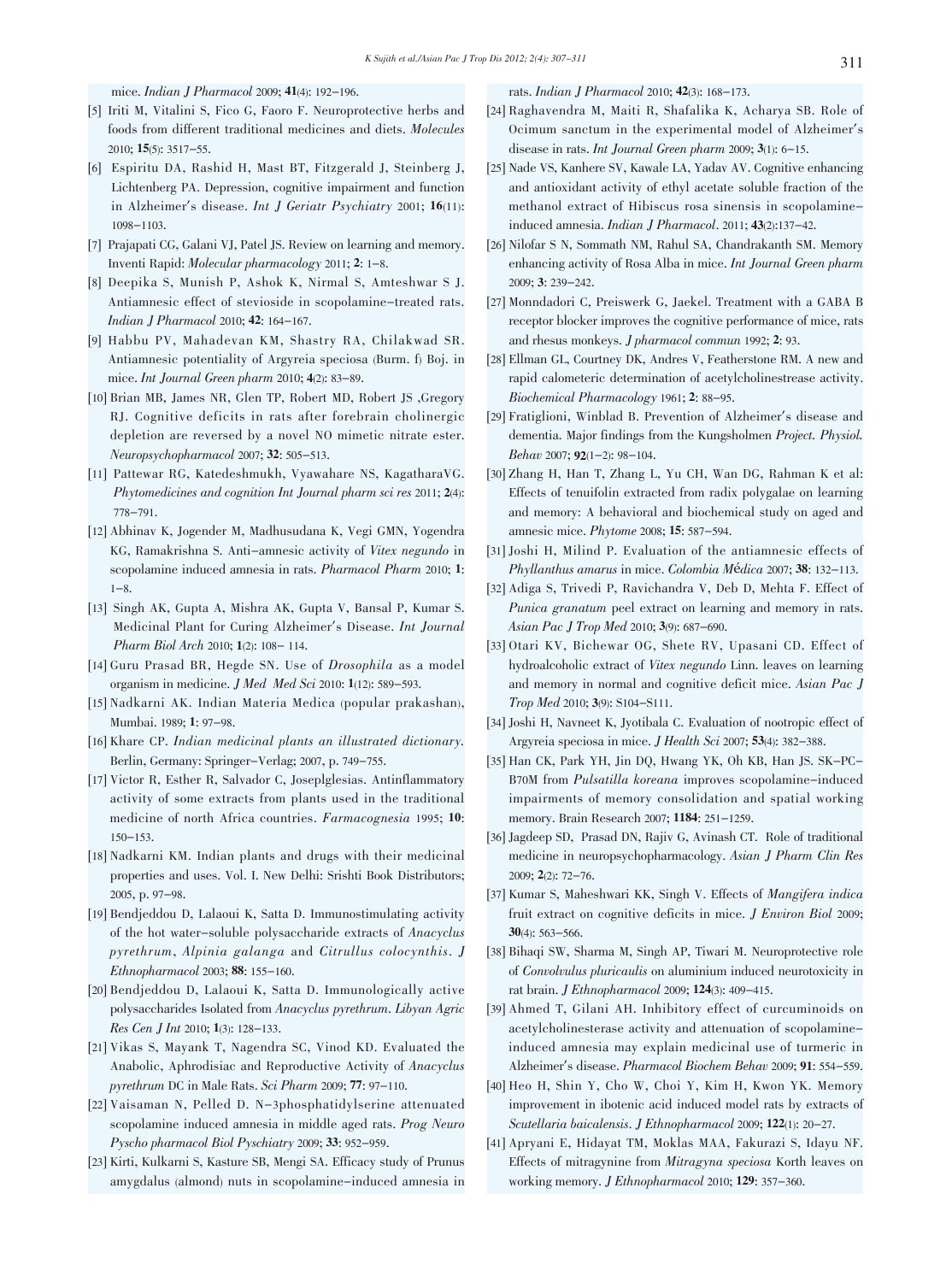mice. *Indian J Pharmacol* 2009; **41**(4): 192–196.

[5] Iriti M, Vitalini S, Fico G, Faoro F. Neuroprotective herbs and foods from different traditional medicines and diets. *Molecules* 2010; **15**(5): 3517–55.

[6] Espiritu DA, Rashid H, Mast BT, Fitzgerald J, Steinberg J, Lichtenberg PA. Depression, cognitive impairment and function in Alzheimer's disease. *Int J Geriatr Psychiatry* 2001; **16**(11): 1098–1103.

[7] Prajapati CG, Galani VJ, Patel JS. Review on learning and memory. Inventi Rapid: *Molecular pharmacology* 2011; **2**: 1–8.

[8] Deepika S, Munish P, Ashok K, Nirmal S, Amteshwar S J. Antiamnesic effect of stevioside in scopolamine-treated rats. *Indian J Pharmacol* 2010; **42**: 164–167.

[9] Habbu PV, Mahadevan KM, Shastry RA, Chilakwad SR. Antiamnesic potentiality of Argyreia speciosa (Burm. f) Boj. in mice. *Int Journal Green pharm* 2010; **4**(2): 83–89.

[10] Brian MB, James NR, Glen TP, Robert MD, Robert JS ,Gregory RJ. Cognitive deficits in rats after forebrain cholinergic depletion are reversed by a novel NO mimetic nitrate ester. *Neuropsychopharmacol* 2007; **32**: 505–513.

[11] Pattewar RG, Katedeshmukh, Vyawahare NS, KagatharaVG. *Phytomedicines and cognition Int Journal pharm sci res* 2011; **2**(4): 778–791.

[12] Abhinav K, Jogender M, Madhusudana K, Vegi GMN, Yogendra KG, Ramakrishna S. Anti-amnesic activity of *Vitex negundo* in scopolamine induced amnesia in rats. *Pharmacol Pharm* 2010; **1**: 1–8.

[13] Singh AK, Gupta A, Mishra AK, Gupta V, Bansal P, Kumar S. Medicinal Plant for Curing Alzheimer's Disease. *Int Journal Pharm Biol Arch* 2010; **1**(2): 108– 114.

[14] Guru Prasad BR, Hegde SN. Use of *Drosophila* as a model organism in medicine. *J Med Med Sci* 2010: **1**(12): 589–593.

[15] Nadkarni AK. Indian Materia Medica (popular prakashan), Mumbai. 1989; **1**: 97–98.

[16] Khare CP. *Indian medicinal plants an illustrated dictionary.* Berlin, Germany: Springer-Verlag; 2007, p. 749–755.

[17] Victor R, Esther R, Salvador C, Joseplglesias. Antinflammatory activity of some extracts from plants used in the traditional medicine of north Africa countries. *Farmacognesia* 1995; **10**: 150–153.

[18] Nadkarni KM. Indian plants and drugs with their medicinal properties and uses. Vol. I. New Delhi: Srishti Book Distributors; 2005, p. 97–98.

[19] Bendjeddou D, Lalaoui K, Satta D. Immunostimulating activity of the hot water-soluble polysaccharide extracts of *Anacyclus pyrethrum*, *Alpinia galanga* and *Citrullus colocynthis*. *J Ethnopharmacol* 2003; **88**: 155–160.

[20] Bendjeddou D, Lalaoui K, Satta D. Immunologically active polysaccharides Isolated from *Anacyclus pyrethrum*. *Libyan Agric Res Cen J Int* 2010; **1**(3): 128–133.

[21] Vikas S, Mayank T, Nagendra SC, Vinod KD. Evaluated the Anabolic, Aphrodisiac and Reproductive Activity of *Anacyclus pyrethrum* DC in Male Rats. *Sci Pharm* 2009; **77**: 97–110.

[22] Vaisaman N, Pelled D. N-3phosphatidylserine attenuated scopolamine induced amnesia in middle aged rats. *Prog Neuro Pyscho pharmacol Biol Psychiatry* 2009; **33**: 952–959.

[23] Kirti, Kulkarni S, Kasture SB, Mengi SA. Efficacy study of Prunus amygdalus (almond) nuts in scopolamine-induced amnesia in rats. *Indian J Pharmacol* 2010; **42**(3): 168–173.

[24] Raghavendra M, Maiti R, Shafalika K, Acharya SB. Role of Ocimum sanctum in the experimental model of Alzheimer's disease in rats. *Int Journal Green pharm* 2009; **3**(1): 6–15.

[25] Nade VS, Kanhere SV, Kawale LA, Yadav AV. Cognitive enhancing and antioxidant activity of ethyl acetate soluble fraction of the methanol extract of Hibiscus rosa sinensis in scopolamine-induced amnesia. *Indian J Pharmacol*. 2011; **43**(2):137–42.

[26] Nilofar S N, Sommath NM, Rahul SA, Chandrakanth SM. Memory enhancing activity of Rosa Alba in mice. *Int Journal Green pharm* 2009; **3**: 239–242.

[27] Monndadori C, Preiswerk G, Jaekel. Treatment with a GABA B receptor blocker improves the cognitive performance of mice, rats and rhesus monkeys. *J pharmacol commun* 1992; **2**: 93.

[28] Ellman GL, Courtney DK, Andres V, Featherstone RM. A new and rapid calometeric determination of acetylcholinestrease activity. *Biochemical Pharmacology* 1961; **2**: 88–95.

[29] Fratiglioni, Winblad B. Prevention of Alzheimer's disease and dementia. Major findings from the Kungsholmen *Project. Physiol. Behav* 2007; **92**(1-2): 98–104.

[30] Zhang H, Han T, Zhang L, Yu CH, Wan DG, Rahman K et al: Effects of tenuifolin extracted from radix polygalae on learning and memory: A behavioral and biochemical study on aged and amnesic mice. *Phytome* 2008; **15**: 587–594.

[31] Joshi H, Milind P. Evaluation of the antiamnesic effects of *Phyllanthus amarus* in mice. *Colombia Médica* 2007; **38**: 132–113.

[32] Adiga S, Trivedi P, Ravichandra V, Deb D, Mehta F. Effect of *Punica granatum* peel extract on learning and memory in rats. *Asian Pac J Trop Med* 2010; **3**(9): 687–690.

[33] Otari KV, Bichewar OG, Shete RV, Upasani CD. Effect of hydroalcoholic extract of *Vitex negundo* Linn. leaves on learning and memory in normal and cognitive deficit mice. *Asian Pac J Trop Med* 2010; **3**(9): S104–S111.

[34] Joshi H, Navneet K, Jyotibala C. Evaluation of nootropic effect of Argyreia speciosa in mice. *J Health Sci* 2007; **53**(4): 382–388.

[35] Han CK, Park YH, Jin DQ, Hwang YK, Oh KB, Han JS. SK-PC-B70M from *Pulsatilla koreana* improves scopolamine-induced impairments of memory consolidation and spatial working memory. Brain Research 2007; **1184**: 251–1259.

[36] Jagdeep SD, Prasad DN, Rajiv G, Avinash CT. Role of traditional medicine in neuropsychopharmacology. *Asian J Pharm Clin Res* 2009; **2**(2): 72–76.

[37] Kumar S, Maheshwari KK, Singh V. Effects of *Mangifera indica* fruit extract on cognitive deficits in mice. *J Environ Biol* 2009; **30**(4): 563–566.

[38] Bihaqi SW, Sharma M, Singh AP, Tiwari M. Neuroprotective role of *Convolvulus pluricaulis* on aluminium induced neurotoxicity in rat brain. *J Ethnopharmacol* 2009; **124**(3): 409–415.

[39] Ahmed T, Gilani AH. Inhibitory effect of curcuminoids on acetylcholinesterase activity and attenuation of scopolamine-induced amnesia may explain medicinal use of turmeric in Alzheimer's disease. *Pharmacol Biochem Behav* 2009; **91**: 554–559.

[40] Heo H, Shin Y, Cho W, Choi Y, Kim H, Kwon YK. Memory improvement in ibotenic acid induced model rats by extracts of *Scutellaria baicalensis*. *J Ethnopharmacol* 2009; **122**(1): 20–27.

[41] Apryani E, Hidayat TM, Moklas MAA, Fakurazi S, Idayu NF. Effects of mitragynine from *Mitragyna speciosa* Korth leaves on working memory. *J Ethnopharmacol* 2010; **129**: 357–360.